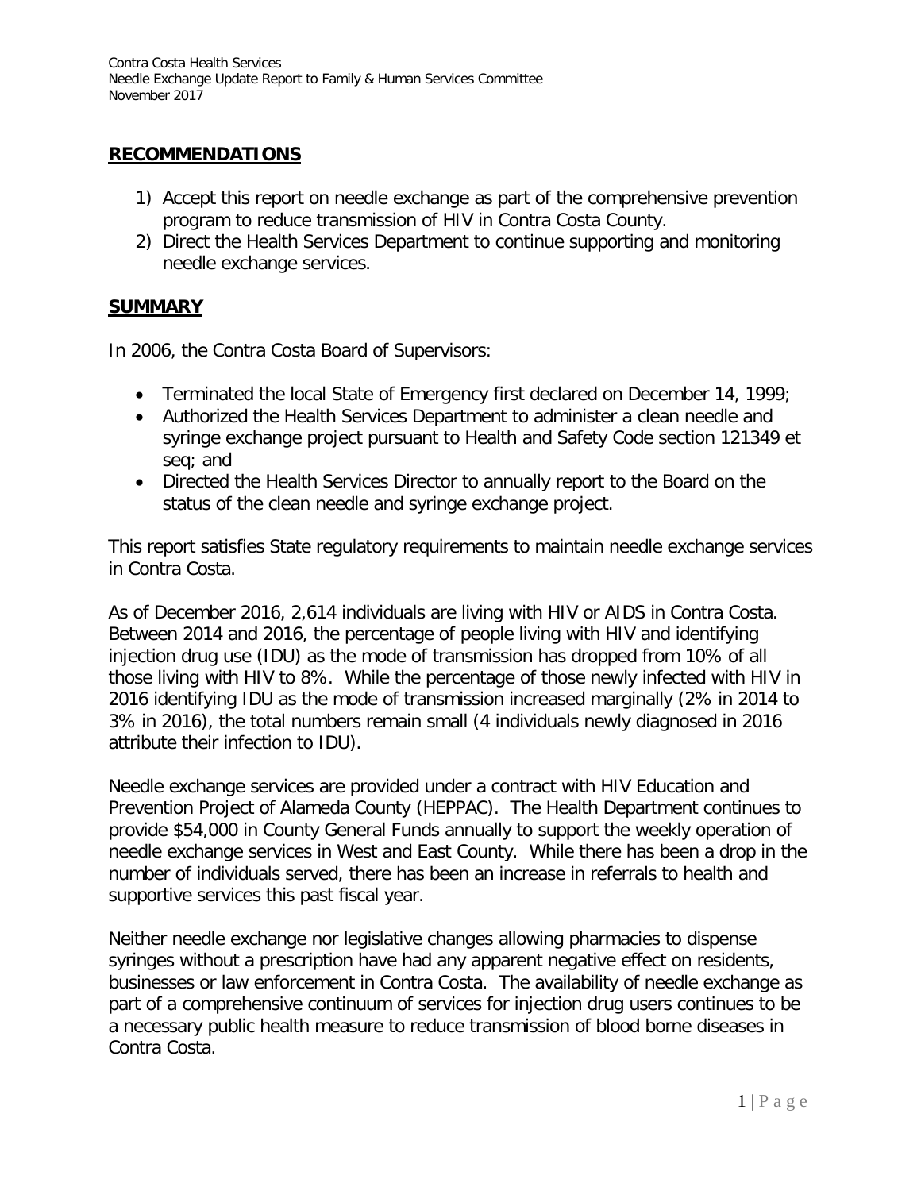## RECOMMENDATIONS

1) Accept this report on needle exchange as part of the comprehensive prevention program to reduce transmission of HIV in Contra Costa County.
2) Direct the Health Services Department to continue supporting and monitoring needle exchange services.

## SUMMARY

In 2006, the Contra Costa Board of Supervisors:

- Terminated the local State of Emergency first declared on December 14, 1999;
- Authorized the Health Services Department to administer a clean needle and syringe exchange project pursuant to Health and Safety Code section 121349 et seq; and
- Directed the Health Services Director to annually report to the Board on the status of the clean needle and syringe exchange project.

This report satisfies State regulatory requirements to maintain needle exchange services in Contra Costa.

As of December 2016, 2,614 individuals are living with HIV or AIDS in Contra Costa. Between 2014 and 2016, the percentage of people living with HIV and identifying injection drug use (IDU) as the mode of transmission has dropped from 10% of all those living with HIV to 8%. While the percentage of those newly infected with HIV in 2016 identifying IDU as the mode of transmission increased marginally (2% in 2014 to 3% in 2016), the total numbers remain small (4 individuals newly diagnosed in 2016 attribute their infection to IDU).

Needle exchange services are provided under a contract with HIV Education and Prevention Project of Alameda County (HEPPAC). The Health Department continues to provide $54,000 in County General Funds annually to support the weekly operation of needle exchange services in West and East County. While there has been a drop in the number of individuals served, there has been an increase in referrals to health and supportive services this past fiscal year.

Neither needle exchange nor legislative changes allowing pharmacies to dispense syringes without a prescription have had any apparent negative effect on residents, businesses or law enforcement in Contra Costa. The availability of needle exchange as part of a comprehensive continuum of services for injection drug users continues to be a necessary public health measure to reduce transmission of blood borne diseases in Contra Costa.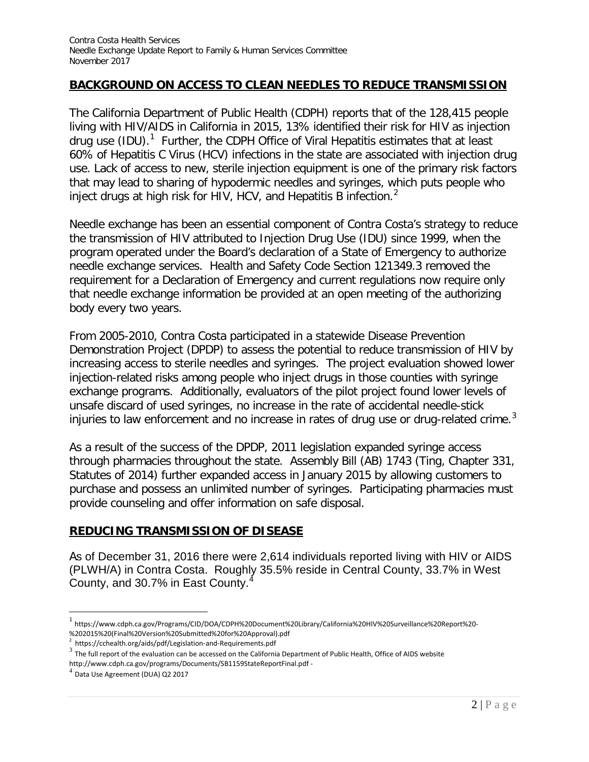## BACKGROUND ON ACCESS TO CLEAN NEEDLES TO REDUCE TRANSMISSION

The California Department of Public Health (CDPH) reports that of the 128,415 people living with HIV/AIDS in California in 2015, 13% identified their risk for HIV as injection drug use (IDU).[1] Further, the CDPH Office of Viral Hepatitis estimates that at least 60% of Hepatitis C Virus (HCV) infections in the state are associated with injection drug use. Lack of access to new, sterile injection equipment is one of the primary risk factors that may lead to sharing of hypodermic needles and syringes, which puts people who inject drugs at high risk for HIV, HCV, and Hepatitis B infection.[2]

Needle exchange has been an essential component of Contra Costa's strategy to reduce the transmission of HIV attributed to Injection Drug Use (IDU) since 1999, when the program operated under the Board's declaration of a State of Emergency to authorize needle exchange services. Health and Safety Code Section 121349.3 removed the requirement for a Declaration of Emergency and current regulations now require only that needle exchange information be provided at an open meeting of the authorizing body every two years.

From 2005-2010, Contra Costa participated in a statewide Disease Prevention Demonstration Project (DPDP) to assess the potential to reduce transmission of HIV by increasing access to sterile needles and syringes. The project evaluation showed lower injection-related risks among people who inject drugs in those counties with syringe exchange programs. Additionally, evaluators of the pilot project found lower levels of unsafe discard of used syringes, no increase in the rate of accidental needle-stick injuries to law enforcement and no increase in rates of drug use or drug-related crime.[3]

As a result of the success of the DPDP, 2011 legislation expanded syringe access through pharmacies throughout the state. Assembly Bill (AB) 1743 (Ting, Chapter 331, Statutes of 2014) further expanded access in January 2015 by allowing customers to purchase and possess an unlimited number of syringes. Participating pharmacies must provide counseling and offer information on safe disposal.

## REDUCING TRANSMISSION OF DISEASE

As of December 31, 2016 there were 2,614 individuals reported living with HIV or AIDS (PLWH/A) in Contra Costa. Roughly 35.5% reside in Central County, 33.7% in West County, and 30.7% in East County.[4]

---

[1] https://www.cdph.ca.gov/Programs/CID/DOA/CDPH%20Document%20Library/California%20HIV%20Surveillance%20Report%20-%202015%20(Final%20Version%20Submitted%20for%20Approval).pdf

[2] https://cchealth.org/aids/pdf/Legislation-and-Requirements.pdf

[3] The full report of the evaluation can be accessed on the California Department of Public Health, Office of AIDS website http://www.cdph.ca.gov/programs/Documents/SB1159StateReportFinal.pdf -

[4] Data Use Agreement (DUA) Q2 2017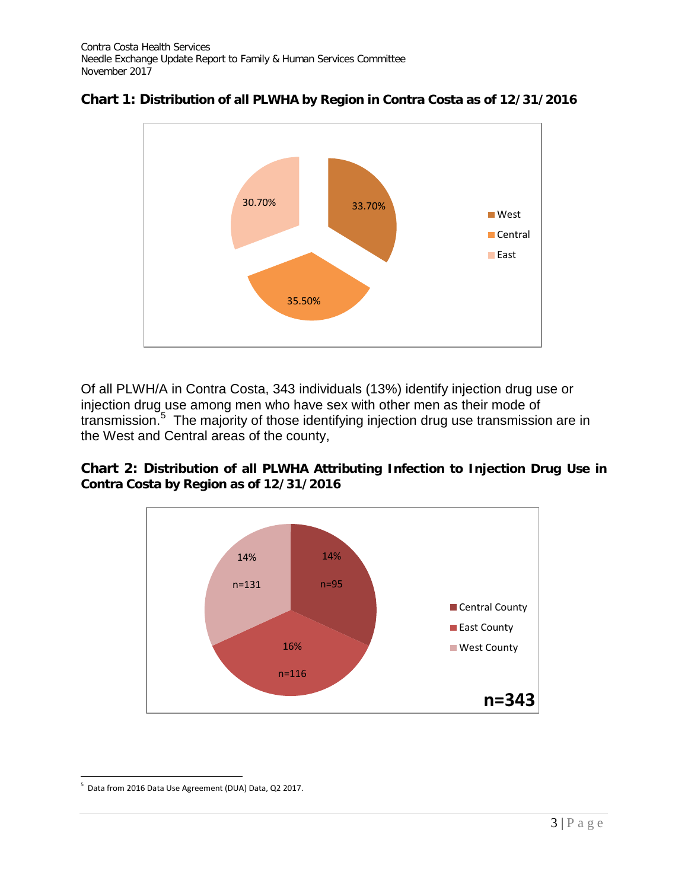**Chart 1: Distribution of all PLWHA by Region in Contra Costa as of 12/31/2016**

| Region | Percent |
| --- | --- |
| West | 33.70% |
| Central | 35.50% |
| East | 30.70% |

Of all PLWH/A in Contra Costa, 343 individuals (13%) identify injection drug use or injection drug use among men who have sex with other men as their mode of transmission.[5] The majority of those identifying injection drug use transmission are in the West and Central areas of the county,

**Chart 2: Distribution of all PLWHA Attributing Infection to Injection Drug Use in Contra Costa by Region as of 12/31/2016**

| Region | Percent | n |
| --- | --- | --- |
| Central County | 14% | n=95 |
| East County | 16% | n=116 |
| West County | 14% | n=131 |

**n=343**

---

[5] Data from 2016 Data Use Agreement (DUA) Data, Q2 2017.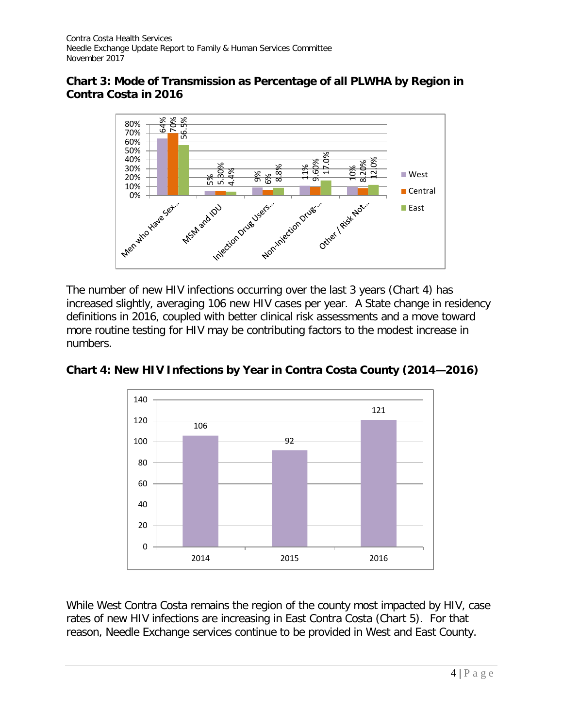**Chart 3: Mode of Transmission as Percentage of all PLWHA by Region in Contra Costa in 2016**

| | West | Central | East |
|---|---|---|---|
| Men who Have Sex... | 64% | 70% | 56.5% |
| MSM and IDU | 5% | 5.30% | 4.4% |
| Injection Drug Users... | 9% | 6% | 8.8% |
| Non-Injection Drug-... | 11% | 9.60% | 17.0% |
| Other / Risk Not... | 10% | 8.20% | 12.0% |

The number of new HIV infections occurring over the last 3 years (Chart 4) has increased slightly, averaging 106 new HIV cases per year. A State change in residency definitions in 2016, coupled with better clinical risk assessments and a move toward more routine testing for HIV may be contributing factors to the modest increase in numbers.

**Chart 4: New HIV Infections by Year in Contra Costa County (2014—2016)**

| Year | New HIV Infections |
|---|---|
| 2014 | 106 |
| 2015 | 92 |
| 2016 | 121 |

While West Contra Costa remains the region of the county most impacted by HIV, case rates of new HIV infections are increasing in East Contra Costa (Chart 5). For that reason, Needle Exchange services continue to be provided in West and East County.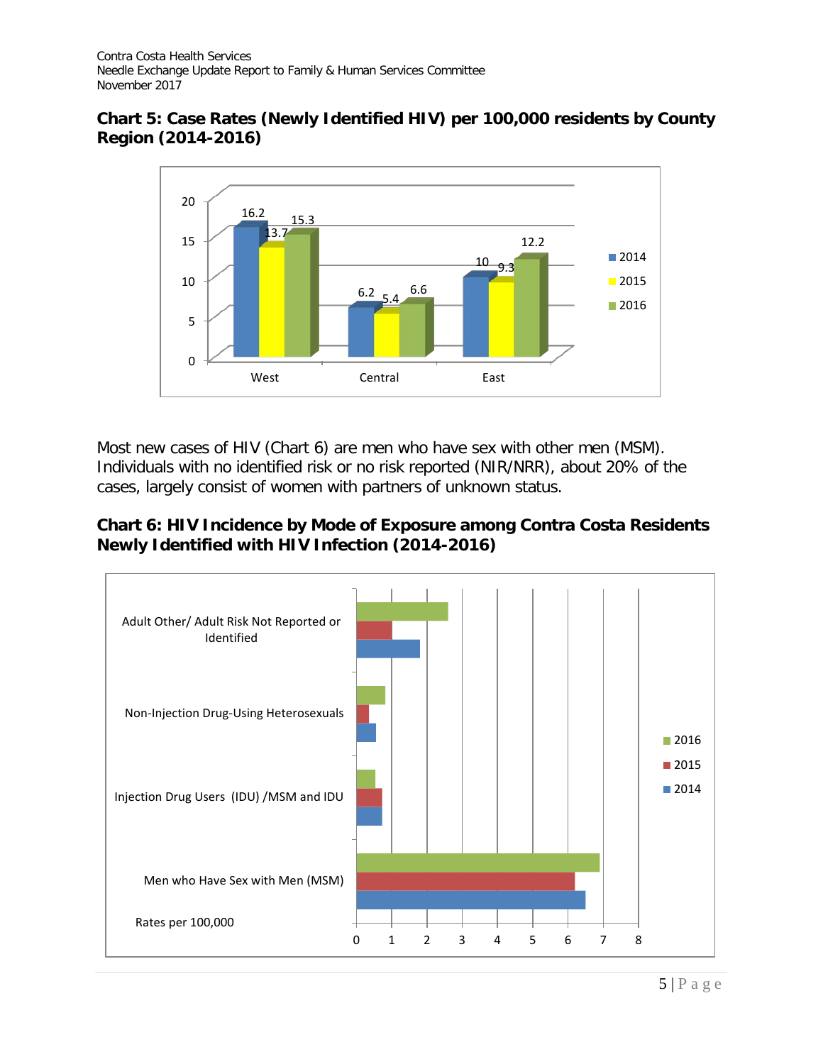## Chart 5: Case Rates (Newly Identified HIV) per 100,000 residents by County Region (2014-2016)

| Region | 2014 | 2015 | 2016 |
|---|---|---|---|
| West | 16.2 | 13.7 | 15.3 |
| Central | 6.2 | 5.4 | 6.6 |
| East | 10 | 9.3 | 12.2 |

Most new cases of HIV (Chart 6) are men who have sex with other men (MSM). Individuals with no identified risk or no risk reported (NIR/NRR), about 20% of the cases, largely consist of women with partners of unknown status.

## Chart 6: HIV Incidence by Mode of Exposure among Contra Costa Residents Newly Identified with HIV Infection (2014-2016)

Rates per 100,000

Categories: Adult Other/ Adult Risk Not Reported or Identified; Non-Injection Drug-Using Heterosexuals; Injection Drug Users (IDU) /MSM and IDU; Men who Have Sex with Men (MSM)

Legend: 2016, 2015, 2014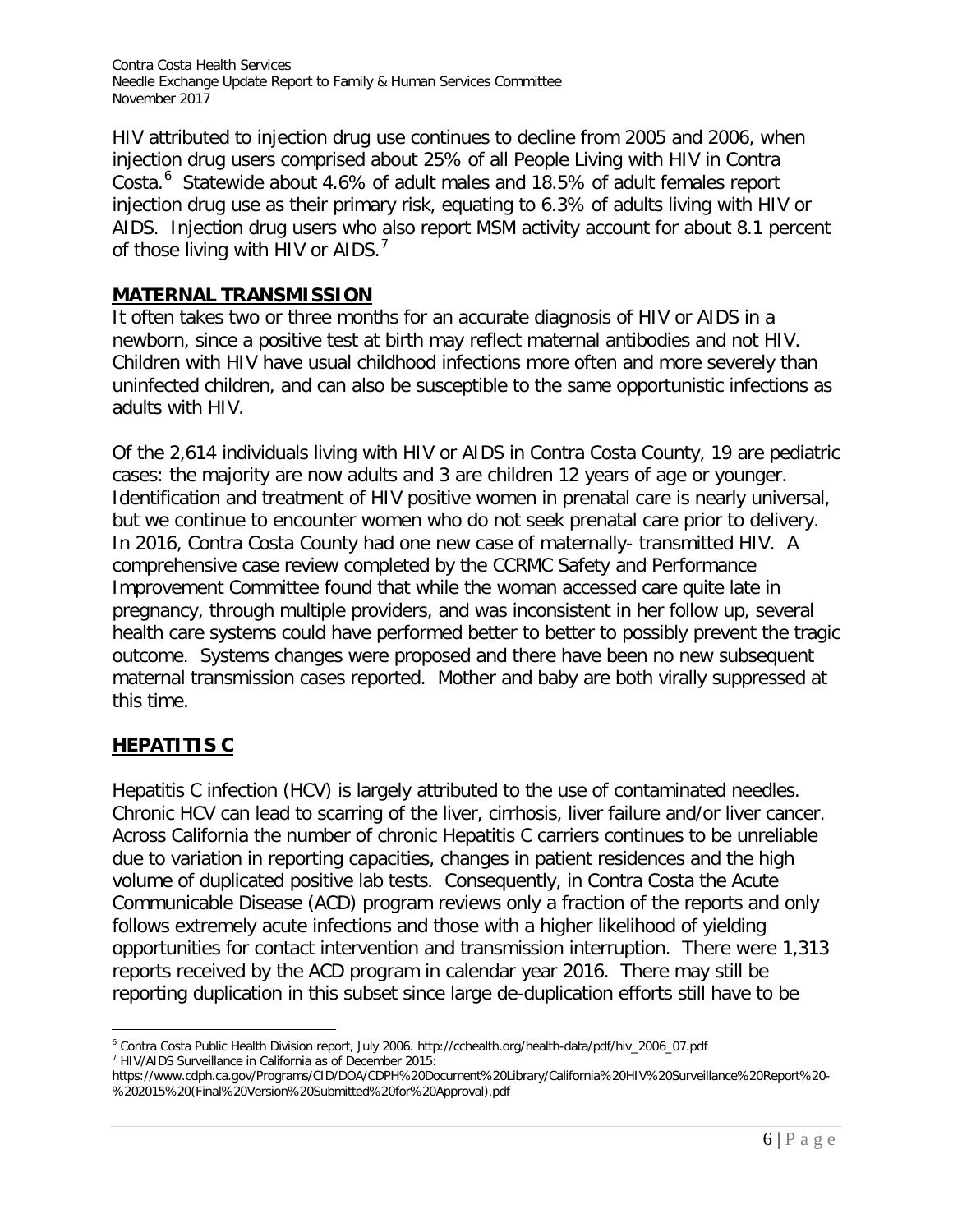HIV attributed to injection drug use continues to decline from 2005 and 2006, when injection drug users comprised about 25% of all People Living with HIV in Contra Costa.[6] Statewide about 4.6% of adult males and 18.5% of adult females report injection drug use as their primary risk, equating to 6.3% of adults living with HIV or AIDS. Injection drug users who also report MSM activity account for about 8.1 percent of those living with HIV or AIDS.[7]

## MATERNAL TRANSMISSION

It often takes two or three months for an accurate diagnosis of HIV or AIDS in a newborn, since a positive test at birth may reflect maternal antibodies and not HIV. Children with HIV have usual childhood infections more often and more severely than uninfected children, and can also be susceptible to the same opportunistic infections as adults with HIV.

Of the 2,614 individuals living with HIV or AIDS in Contra Costa County, 19 are pediatric cases: the majority are now adults and 3 are children 12 years of age or younger. Identification and treatment of HIV positive women in prenatal care is nearly universal, but we continue to encounter women who do not seek prenatal care prior to delivery. In 2016, Contra Costa County had one new case of maternally- transmitted HIV. A comprehensive case review completed by the CCRMC Safety and Performance Improvement Committee found that while the woman accessed care quite late in pregnancy, through multiple providers, and was inconsistent in her follow up, several health care systems could have performed better to better to possibly prevent the tragic outcome. Systems changes were proposed and there have been no new subsequent maternal transmission cases reported. Mother and baby are both virally suppressed at this time.

## HEPATITIS C

Hepatitis C infection (HCV) is largely attributed to the use of contaminated needles. Chronic HCV can lead to scarring of the liver, cirrhosis, liver failure and/or liver cancer. Across California the number of chronic Hepatitis C carriers continues to be unreliable due to variation in reporting capacities, changes in patient residences and the high volume of duplicated positive lab tests. Consequently, in Contra Costa the Acute Communicable Disease (ACD) program reviews only a fraction of the reports and only follows extremely acute infections and those with a higher likelihood of yielding opportunities for contact intervention and transmission interruption. There were 1,313 reports received by the ACD program in calendar year 2016. There may still be reporting duplication in this subset since large de-duplication efforts still have to be

---

[6] Contra Costa Public Health Division report, July 2006. http://cchealth.org/health-data/pdf/hiv_2006_07.pdf

[7] HIV/AIDS Surveillance in California as of December 2015: https://www.cdph.ca.gov/Programs/CID/DOA/CDPH%20Document%20Library/California%20HIV%20Surveillance%20Report%20-%202015%20(Final%20Version%20Submitted%20for%20Approval).pdf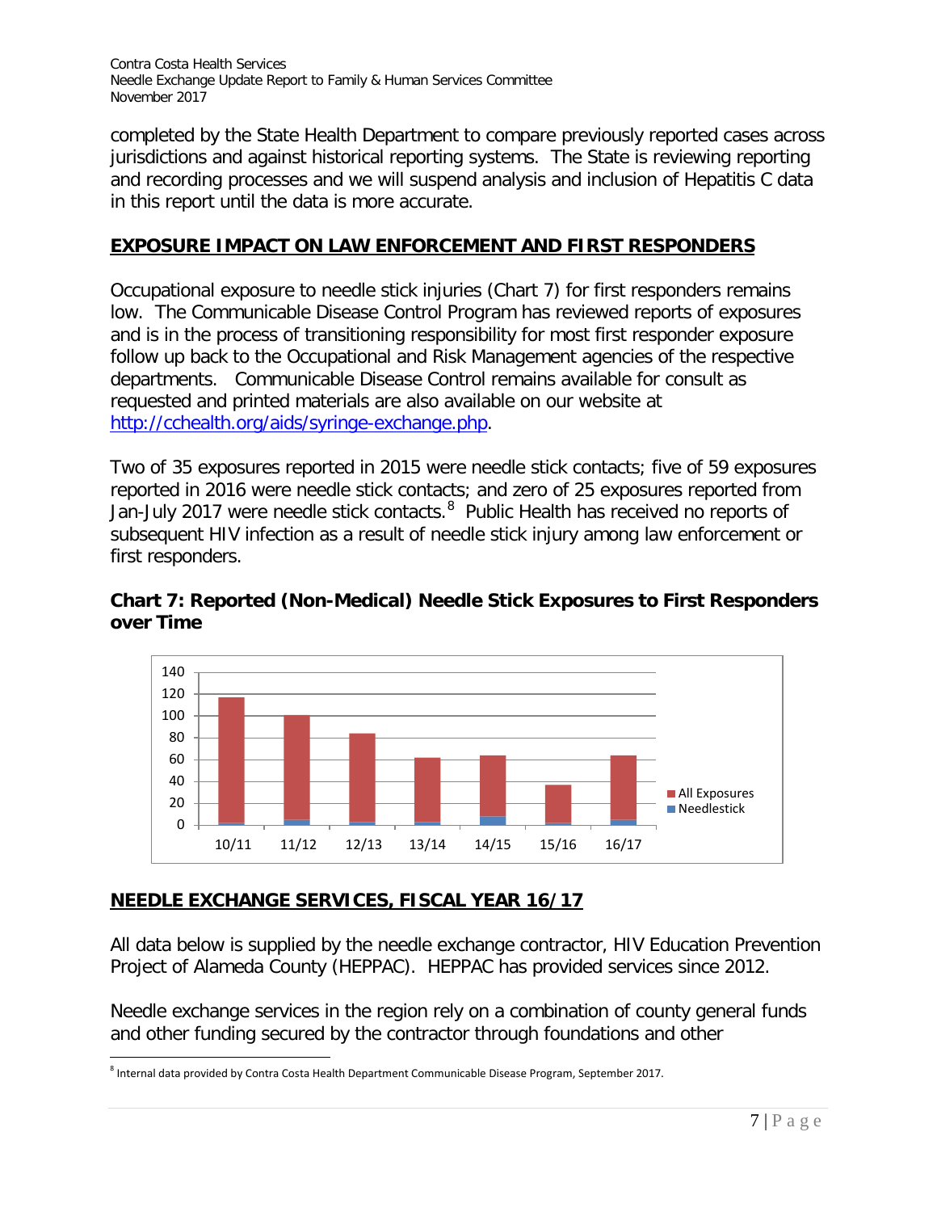completed by the State Health Department to compare previously reported cases across jurisdictions and against historical reporting systems. The State is reviewing reporting and recording processes and we will suspend analysis and inclusion of Hepatitis C data in this report until the data is more accurate.

## EXPOSURE IMPACT ON LAW ENFORCEMENT AND FIRST RESPONDERS

Occupational exposure to needle stick injuries (Chart 7) for first responders remains low. The Communicable Disease Control Program has reviewed reports of exposures and is in the process of transitioning responsibility for most first responder exposure follow up back to the Occupational and Risk Management agencies of the respective departments. Communicable Disease Control remains available for consult as requested and printed materials are also available on our website at http://cchealth.org/aids/syringe-exchange.php.

Two of 35 exposures reported in 2015 were needle stick contacts; five of 59 exposures reported in 2016 were needle stick contacts; and zero of 25 exposures reported from Jan-July 2017 were needle stick contacts.[8] Public Health has received no reports of subsequent HIV infection as a result of needle stick injury among law enforcement or first responders.

**Chart 7: Reported (Non-Medical) Needle Stick Exposures to First Responders over Time**

## NEEDLE EXCHANGE SERVICES, FISCAL YEAR 16/17

All data below is supplied by the needle exchange contractor, HIV Education Prevention Project of Alameda County (HEPPAC). HEPPAC has provided services since 2012.

Needle exchange services in the region rely on a combination of county general funds and other funding secured by the contractor through foundations and other

[8] Internal data provided by Contra Costa Health Department Communicable Disease Program, September 2017.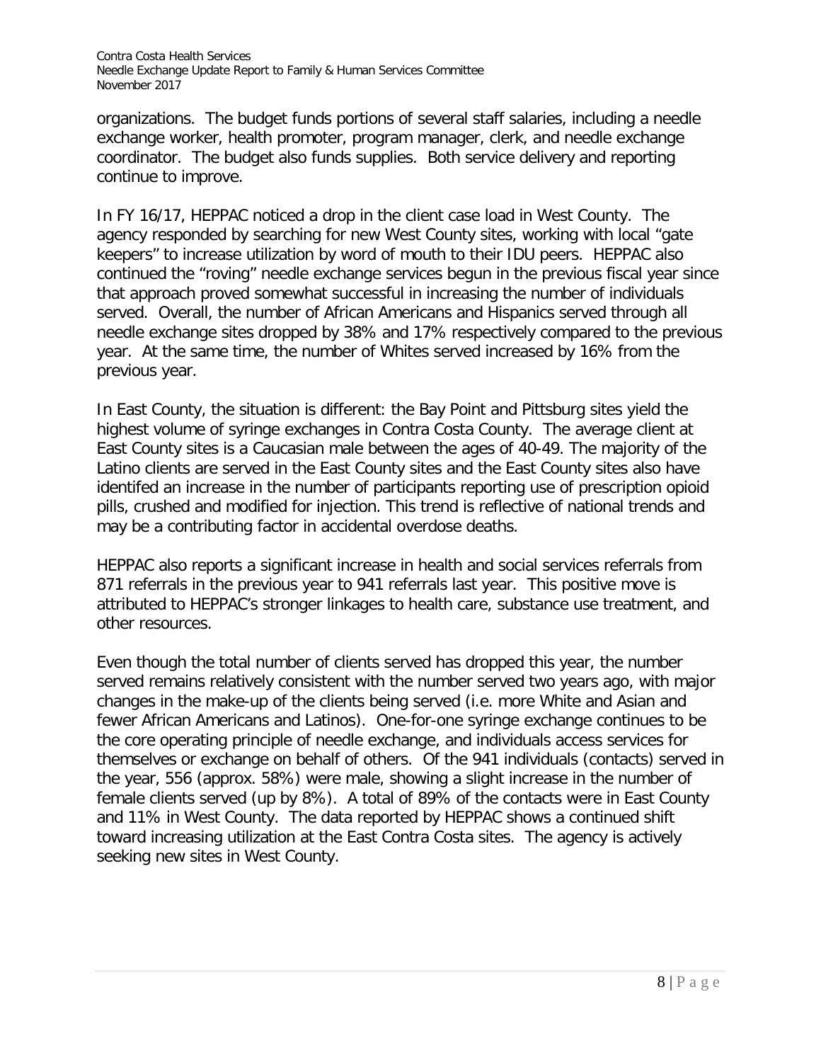organizations. The budget funds portions of several staff salaries, including a needle exchange worker, health promoter, program manager, clerk, and needle exchange coordinator. The budget also funds supplies. Both service delivery and reporting continue to improve.

In FY 16/17, HEPPAC noticed a drop in the client case load in West County. The agency responded by searching for new West County sites, working with local "gate keepers" to increase utilization by word of mouth to their IDU peers. HEPPAC also continued the "roving" needle exchange services begun in the previous fiscal year since that approach proved somewhat successful in increasing the number of individuals served. Overall, the number of African Americans and Hispanics served through all needle exchange sites dropped by 38% and 17% respectively compared to the previous year. At the same time, the number of Whites served increased by 16% from the previous year.

In East County, the situation is different: the Bay Point and Pittsburg sites yield the highest volume of syringe exchanges in Contra Costa County. The average client at East County sites is a Caucasian male between the ages of 40-49. The majority of the Latino clients are served in the East County sites and the East County sites also have identifed an increase in the number of participants reporting use of prescription opioid pills, crushed and modified for injection. This trend is reflective of national trends and may be a contributing factor in accidental overdose deaths.

HEPPAC also reports a significant increase in health and social services referrals from 871 referrals in the previous year to 941 referrals last year. This positive move is attributed to HEPPAC's stronger linkages to health care, substance use treatment, and other resources.

Even though the total number of clients served has dropped this year, the number served remains relatively consistent with the number served two years ago, with major changes in the make-up of the clients being served (i.e. more White and Asian and fewer African Americans and Latinos). One-for-one syringe exchange continues to be the core operating principle of needle exchange, and individuals access services for themselves or exchange on behalf of others. Of the 941 individuals (contacts) served in the year, 556 (approx. 58%) were male, showing a slight increase in the number of female clients served (up by 8%). A total of 89% of the contacts were in East County and 11% in West County. The data reported by HEPPAC shows a continued shift toward increasing utilization at the East Contra Costa sites. The agency is actively seeking new sites in West County.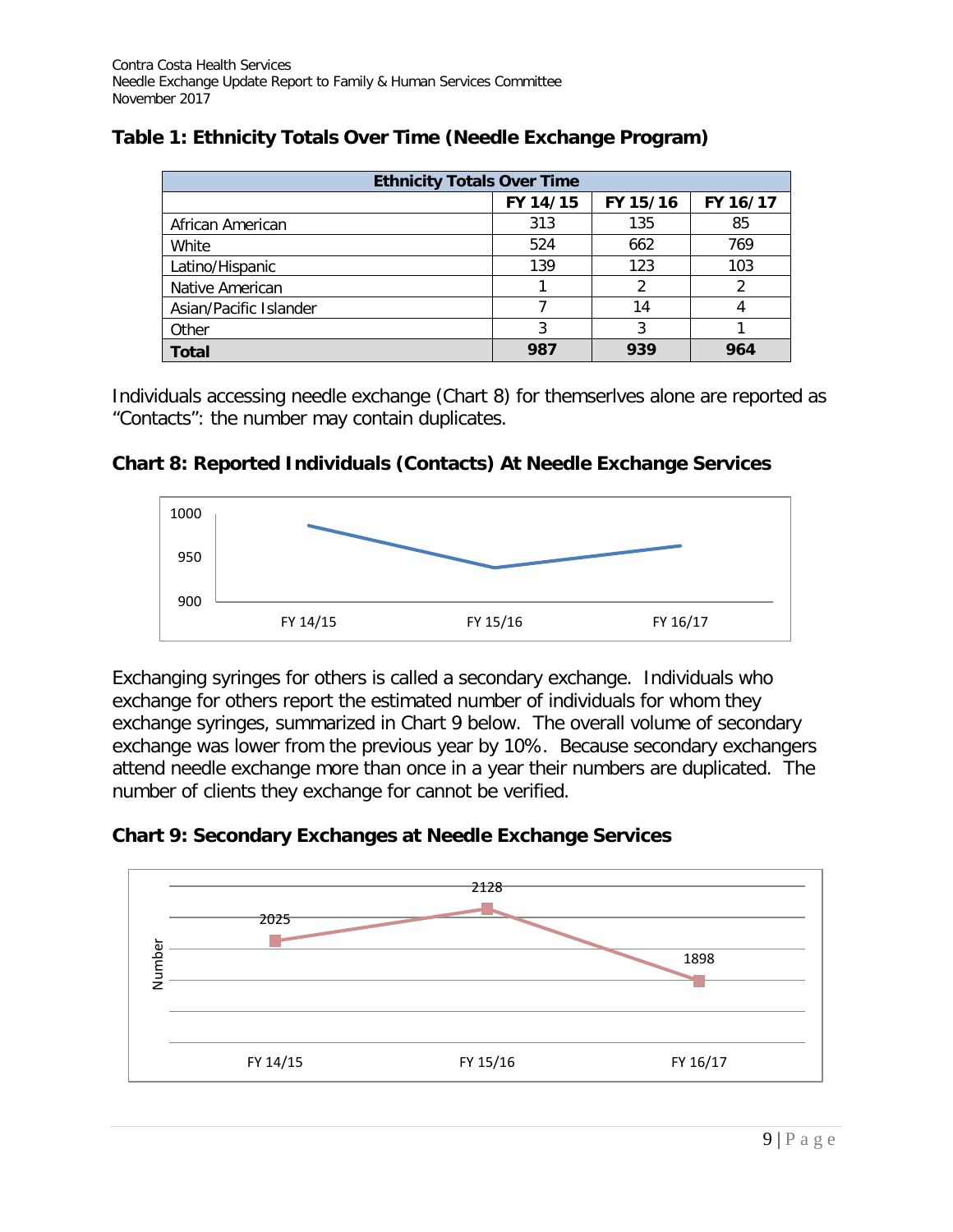## Table 1: Ethnicity Totals Over Time (Needle Exchange Program)

| Ethnicity Totals Over Time | | | |
|---|---|---|---|
| | FY 14/15 | FY 15/16 | FY 16/17 |
| African American | 313 | 135 | 85 |
| White | 524 | 662 | 769 |
| Latino/Hispanic | 139 | 123 | 103 |
| Native American | 1 | 2 | 2 |
| Asian/Pacific Islander | 7 | 14 | 4 |
| Other | 3 | 3 | 1 |
| **Total** | **987** | **939** | **964** |

Individuals accessing needle exchange (Chart 8) for themserlves alone are reported as "Contacts": the number may contain duplicates.

## Chart 8: Reported Individuals (Contacts) At Needle Exchange Services

Exchanging syringes for others is called a secondary exchange. Individuals who exchange for others report the estimated number of individuals for whom they exchange syringes, summarized in Chart 9 below. The overall volume of secondary exchange was lower from the previous year by 10%. Because secondary exchangers attend needle exchange more than once in a year their numbers are duplicated. The number of clients they exchange for cannot be verified.

## Chart 9: Secondary Exchanges at Needle Exchange Services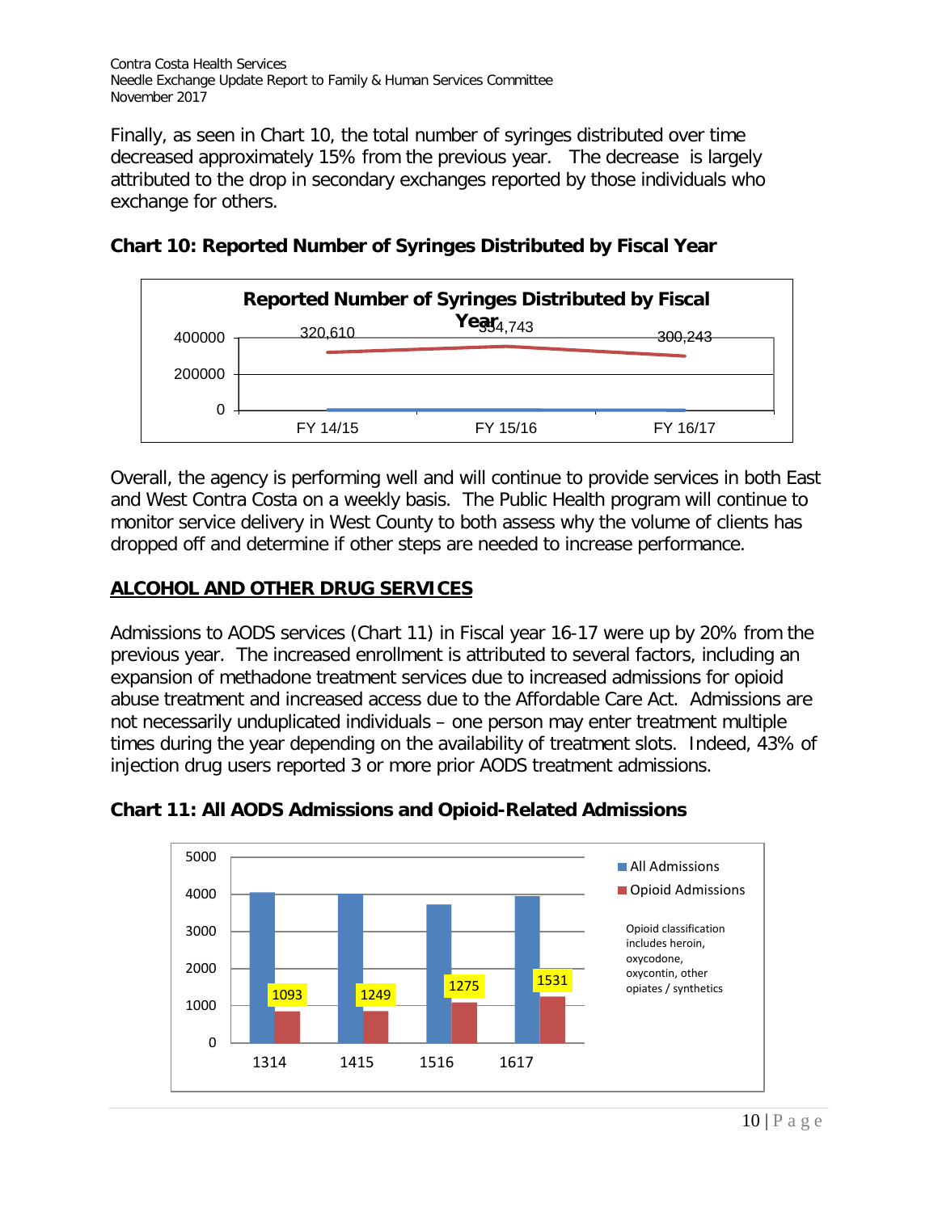Finally, as seen in Chart 10, the total number of syringes distributed over time decreased approximately 15% from the previous year. The decrease is largely attributed to the drop in secondary exchanges reported by those individuals who exchange for others.

**Chart 10: Reported Number of Syringes Distributed by Fiscal Year**

Reported Number of Syringes Distributed by Fiscal Year

| Fiscal Year | Syringes Distributed |
|---|---|
| FY 14/15 | 320,610 |
| FY 15/16 | 354,743 |
| FY 16/17 | 300,243 |

Overall, the agency is performing well and will continue to provide services in both East and West Contra Costa on a weekly basis. The Public Health program will continue to monitor service delivery in West County to both assess why the volume of clients has dropped off and determine if other steps are needed to increase performance.

## ALCOHOL AND OTHER DRUG SERVICES

Admissions to AODS services (Chart 11) in Fiscal year 16-17 were up by 20% from the previous year. The increased enrollment is attributed to several factors, including an expansion of methadone treatment services due to increased admissions for opioid abuse treatment and increased access due to the Affordable Care Act. Admissions are not necessarily unduplicated individuals – one person may enter treatment multiple times during the year depending on the availability of treatment slots. Indeed, 43% of injection drug users reported 3 or more prior AODS treatment admissions.

**Chart 11: All AODS Admissions and Opioid-Related Admissions**

| Fiscal Year | Opioid Admissions |
|---|---|
| 1314 | 1093 |
| 1415 | 1249 |
| 1516 | 1275 |
| 1617 | 1531 |

Legend: All Admissions; Opioid Admissions

Opioid classification includes heroin, oxycodone, oxycontin, other opiates / synthetics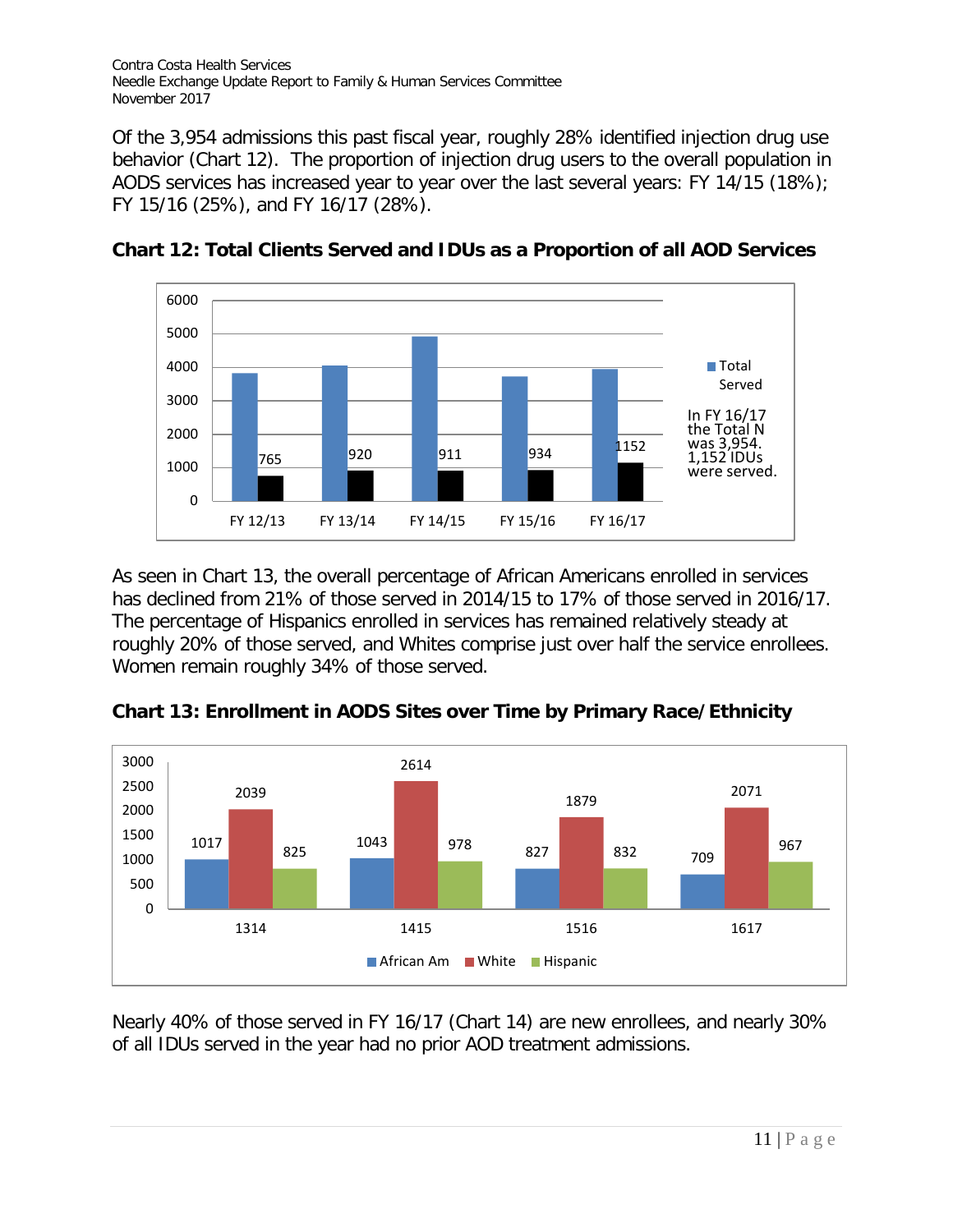Of the 3,954 admissions this past fiscal year, roughly 28% identified injection drug use behavior (Chart 12). The proportion of injection drug users to the overall population in AODS services has increased year to year over the last several years: FY 14/15 (18%); FY 15/16 (25%), and FY 16/17 (28%).

**Chart 12: Total Clients Served and IDUs as a Proportion of all AOD Services**

| | FY 12/13 | FY 13/14 | FY 14/15 | FY 15/16 | FY 16/17 |
|---|---|---|---|---|---|
| IDUs | 765 | 920 | 911 | 934 | 1152 |

In FY 16/17 the Total N was 3,954. 1,152 IDUs were served.

As seen in Chart 13, the overall percentage of African Americans enrolled in services has declined from 21% of those served in 2014/15 to 17% of those served in 2016/17. The percentage of Hispanics enrolled in services has remained relatively steady at roughly 20% of those served, and Whites comprise just over half the service enrollees. Women remain roughly 34% of those served.

**Chart 13: Enrollment in AODS Sites over Time by Primary Race/Ethnicity**

| | 1314 | 1415 | 1516 | 1617 |
|---|---|---|---|---|
| African Am | 1017 | 1043 | 827 | 709 |
| White | 2039 | 2614 | 1879 | 2071 |
| Hispanic | 825 | 978 | 832 | 967 |

Nearly 40% of those served in FY 16/17 (Chart 14) are new enrollees, and nearly 30% of all IDUs served in the year had no prior AOD treatment admissions.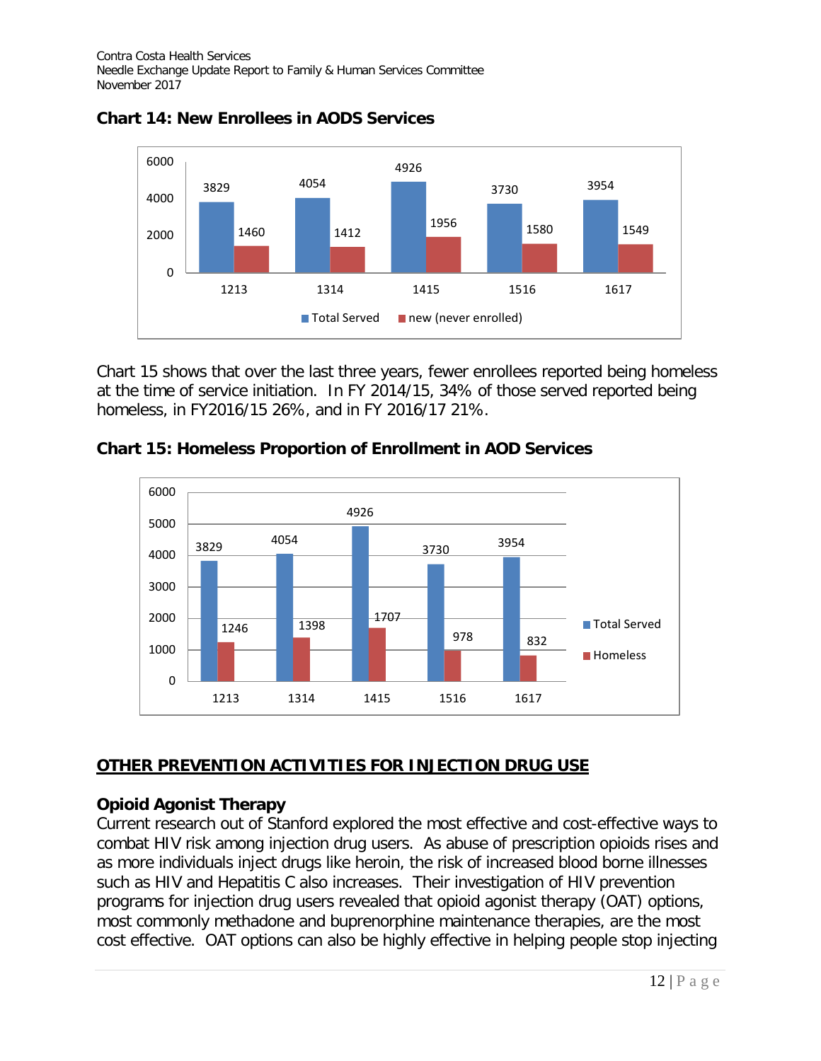### Chart 14: New Enrollees in AODS Services

| | 1213 | 1314 | 1415 | 1516 | 1617 |
|---|---|---|---|---|---|
| Total Served | 3829 | 4054 | 4926 | 3730 | 3954 |
| new (never enrolled) | 1460 | 1412 | 1956 | 1580 | 1549 |

Chart 15 shows that over the last three years, fewer enrollees reported being homeless at the time of service initiation. In FY 2014/15, 34% of those served reported being homeless, in FY2016/15 26%, and in FY 2016/17 21%.

### Chart 15: Homeless Proportion of Enrollment in AOD Services

| | 1213 | 1314 | 1415 | 1516 | 1617 |
|---|---|---|---|---|---|
| Total Served | 3829 | 4054 | 4926 | 3730 | 3954 |
| Homeless | 1246 | 1398 | 1707 | 978 | 832 |

## OTHER PREVENTION ACTIVITIES FOR INJECTION DRUG USE

### Opioid Agonist Therapy

Current research out of Stanford explored the most effective and cost-effective ways to combat HIV risk among injection drug users. As abuse of prescription opioids rises and as more individuals inject drugs like heroin, the risk of increased blood borne illnesses such as HIV and Hepatitis C also increases. Their investigation of HIV prevention programs for injection drug users revealed that opioid agonist therapy (OAT) options, most commonly methadone and buprenorphine maintenance therapies, are the most cost effective. OAT options can also be highly effective in helping people stop injecting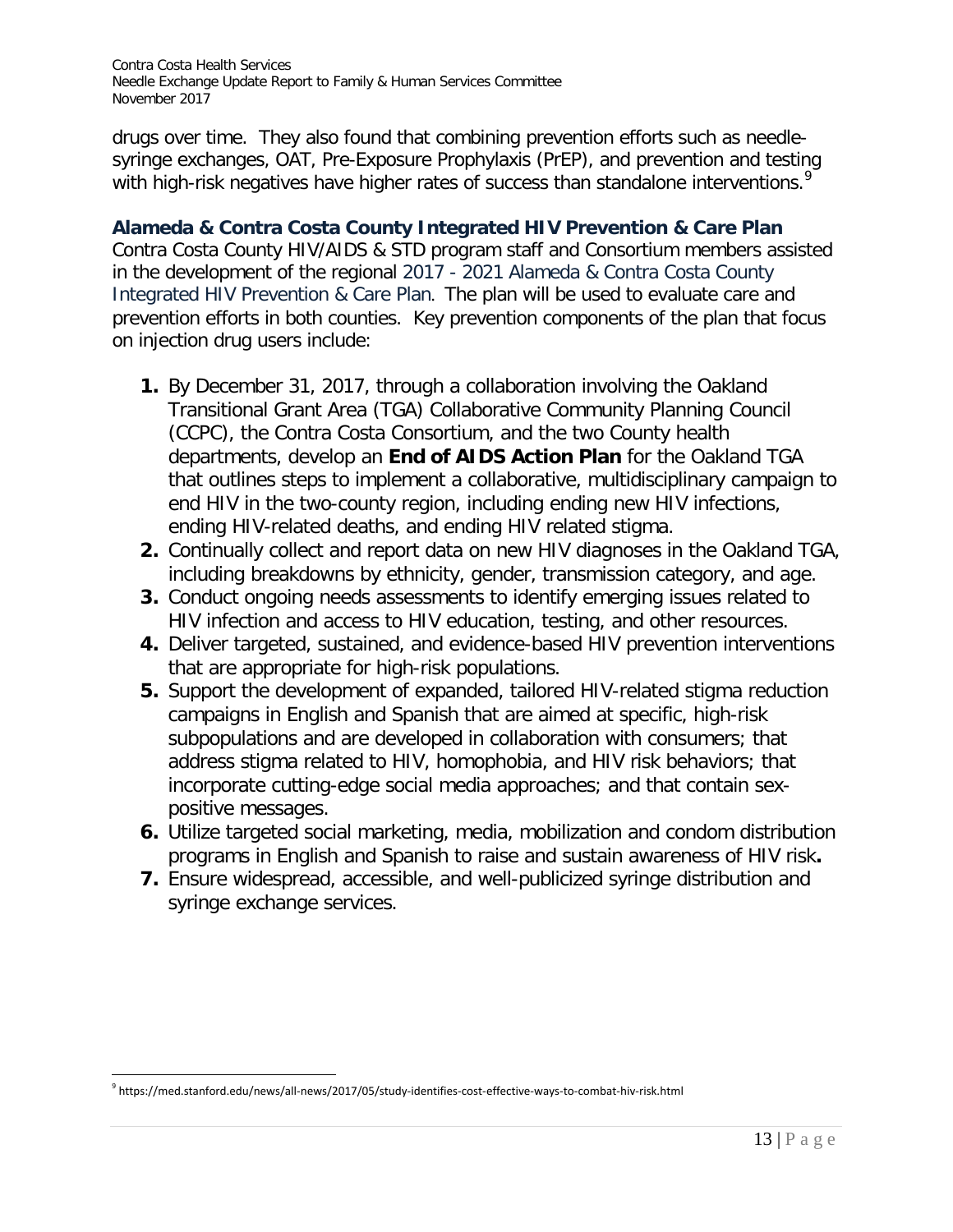drugs over time. They also found that combining prevention efforts such as needle-syringe exchanges, OAT, Pre-Exposure Prophylaxis (PrEP), and prevention and testing with high-risk negatives have higher rates of success than standalone interventions.[9]

## Alameda & Contra Costa County Integrated HIV Prevention & Care Plan

Contra Costa County HIV/AIDS & STD program staff and Consortium members assisted in the development of the regional 2017 - 2021 Alameda & Contra Costa County Integrated HIV Prevention & Care Plan. The plan will be used to evaluate care and prevention efforts in both counties. Key prevention components of the plan that focus on injection drug users include:

1. By December 31, 2017, through a collaboration involving the Oakland Transitional Grant Area (TGA) Collaborative Community Planning Council (CCPC), the Contra Costa Consortium, and the two County health departments, develop an **End of AIDS Action Plan** for the Oakland TGA that outlines steps to implement a collaborative, multidisciplinary campaign to end HIV in the two-county region, including ending new HIV infections, ending HIV-related deaths, and ending HIV related stigma.
2. Continually collect and report data on new HIV diagnoses in the Oakland TGA, including breakdowns by ethnicity, gender, transmission category, and age.
3. Conduct ongoing needs assessments to identify emerging issues related to HIV infection and access to HIV education, testing, and other resources.
4. Deliver targeted, sustained, and evidence-based HIV prevention interventions that are appropriate for high-risk populations.
5. Support the development of expanded, tailored HIV-related stigma reduction campaigns in English and Spanish that are aimed at specific, high-risk subpopulations and are developed in collaboration with consumers; that address stigma related to HIV, homophobia, and HIV risk behaviors; that incorporate cutting-edge social media approaches; and that contain sex-positive messages.
6. Utilize targeted social marketing, media, mobilization and condom distribution programs in English and Spanish to raise and sustain awareness of HIV risk**.**
7. Ensure widespread, accessible, and well-publicized syringe distribution and syringe exchange services.

[9] https://med.stanford.edu/news/all-news/2017/05/study-identifies-cost-effective-ways-to-combat-hiv-risk.html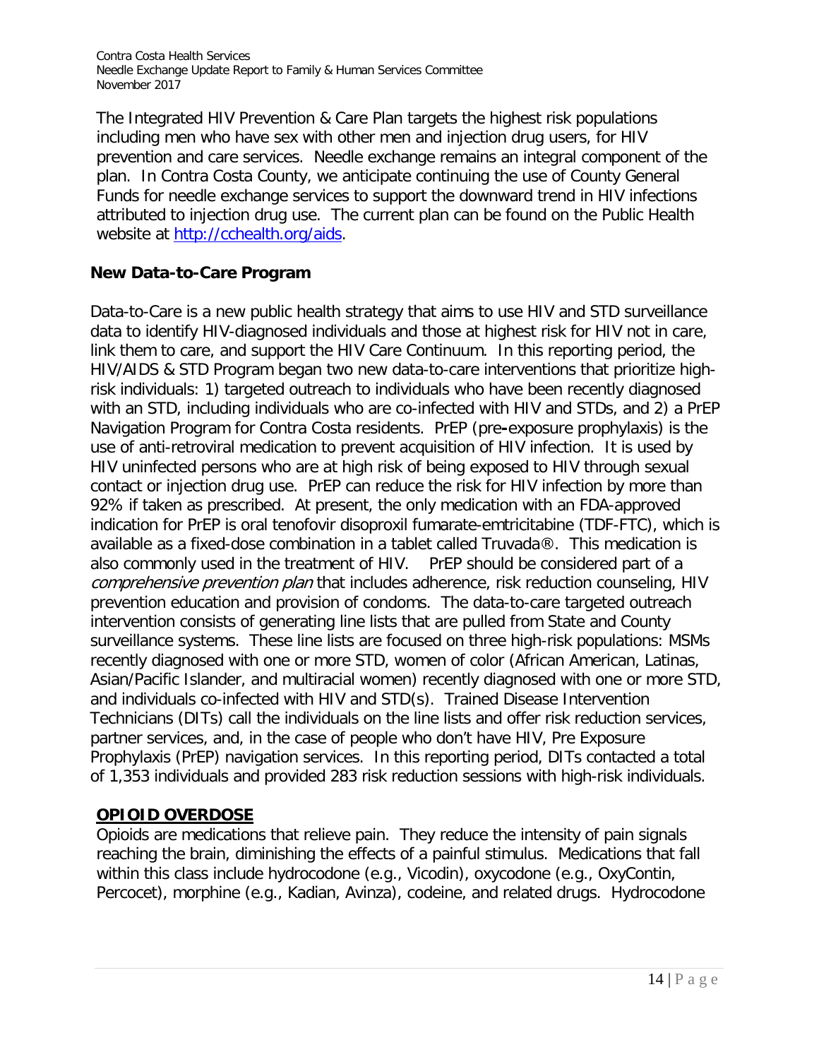The Integrated HIV Prevention & Care Plan targets the highest risk populations including men who have sex with other men and injection drug users, for HIV prevention and care services. Needle exchange remains an integral component of the plan. In Contra Costa County, we anticipate continuing the use of County General Funds for needle exchange services to support the downward trend in HIV infections attributed to injection drug use. The current plan can be found on the Public Health website at http://cchealth.org/aids.

## New Data-to-Care Program

Data-to-Care is a new public health strategy that aims to use HIV and STD surveillance data to identify HIV-diagnosed individuals and those at highest risk for HIV not in care, link them to care, and support the HIV Care Continuum. In this reporting period, the HIV/AIDS & STD Program began two new data-to-care interventions that prioritize high-risk individuals: 1) targeted outreach to individuals who have been recently diagnosed with an STD, including individuals who are co-infected with HIV and STDs, and 2) a PrEP Navigation Program for Contra Costa residents. PrEP (pre-exposure prophylaxis) is the use of anti-retroviral medication to prevent acquisition of HIV infection. It is used by HIV uninfected persons who are at high risk of being exposed to HIV through sexual contact or injection drug use. PrEP can reduce the risk for HIV infection by more than 92% if taken as prescribed. At present, the only medication with an FDA-approved indication for PrEP is oral tenofovir disoproxil fumarate-emtricitabine (TDF-FTC), which is available as a fixed-dose combination in a tablet called Truvada®. This medication is also commonly used in the treatment of HIV. PrEP should be considered part of a *comprehensive prevention plan* that includes adherence, risk reduction counseling, HIV prevention education and provision of condoms. The data-to-care targeted outreach intervention consists of generating line lists that are pulled from State and County surveillance systems. These line lists are focused on three high-risk populations: MSMs recently diagnosed with one or more STD, women of color (African American, Latinas, Asian/Pacific Islander, and multiracial women) recently diagnosed with one or more STD, and individuals co-infected with HIV and STD(s). Trained Disease Intervention Technicians (DITs) call the individuals on the line lists and offer risk reduction services, partner services, and, in the case of people who don't have HIV, Pre Exposure Prophylaxis (PrEP) navigation services. In this reporting period, DITs contacted a total of 1,353 individuals and provided 283 risk reduction sessions with high-risk individuals.

## OPIOID OVERDOSE

Opioids are medications that relieve pain. They reduce the intensity of pain signals reaching the brain, diminishing the effects of a painful stimulus. Medications that fall within this class include hydrocodone (e.g., Vicodin), oxycodone (e.g., OxyContin, Percocet), morphine (e.g., Kadian, Avinza), codeine, and related drugs. Hydrocodone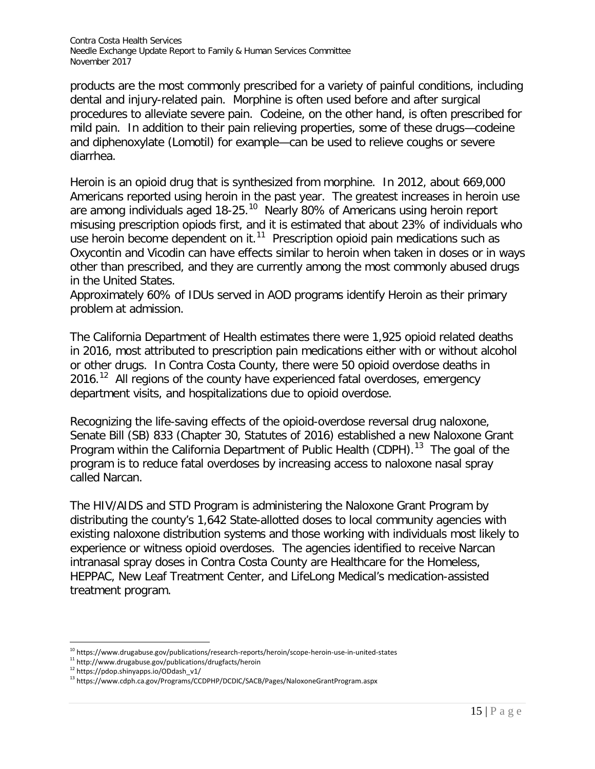products are the most commonly prescribed for a variety of painful conditions, including dental and injury-related pain. Morphine is often used before and after surgical procedures to alleviate severe pain. Codeine, on the other hand, is often prescribed for mild pain. In addition to their pain relieving properties, some of these drugs—codeine and diphenoxylate (Lomotil) for example—can be used to relieve coughs or severe diarrhea.

Heroin is an opioid drug that is synthesized from morphine. In 2012, about 669,000 Americans reported using heroin in the past year. The greatest increases in heroin use are among individuals aged 18-25.[10] Nearly 80% of Americans using heroin report misusing prescription opiods first, and it is estimated that about 23% of individuals who use heroin become dependent on it.[11] Prescription opioid pain medications such as Oxycontin and Vicodin can have effects similar to heroin when taken in doses or in ways other than prescribed, and they are currently among the most commonly abused drugs in the United States.
Approximately 60% of IDUs served in AOD programs identify Heroin as their primary problem at admission.

The California Department of Health estimates there were 1,925 opioid related deaths in 2016, most attributed to prescription pain medications either with or without alcohol or other drugs. In Contra Costa County, there were 50 opioid overdose deaths in 2016.[12] All regions of the county have experienced fatal overdoses, emergency department visits, and hospitalizations due to opioid overdose.

Recognizing the life-saving effects of the opioid-overdose reversal drug naloxone, Senate Bill (SB) 833 (Chapter 30, Statutes of 2016) established a new Naloxone Grant Program within the California Department of Public Health (CDPH).[13] The goal of the program is to reduce fatal overdoses by increasing access to naloxone nasal spray called Narcan.

The HIV/AIDS and STD Program is administering the Naloxone Grant Program by distributing the county's 1,642 State-allotted doses to local community agencies with existing naloxone distribution systems and those working with individuals most likely to experience or witness opioid overdoses. The agencies identified to receive Narcan intranasal spray doses in Contra Costa County are Healthcare for the Homeless, HEPPAC, New Leaf Treatment Center, and LifeLong Medical's medication-assisted treatment program.

---

[10] https://www.drugabuse.gov/publications/research-reports/heroin/scope-heroin-use-in-united-states
[11] http://www.drugabuse.gov/publications/drugfacts/heroin
[12] https://pdop.shinyapps.io/ODdash_v1/
[13] https://www.cdph.ca.gov/Programs/CCDPHP/DCDIC/SACB/Pages/NaloxoneGrantProgram.aspx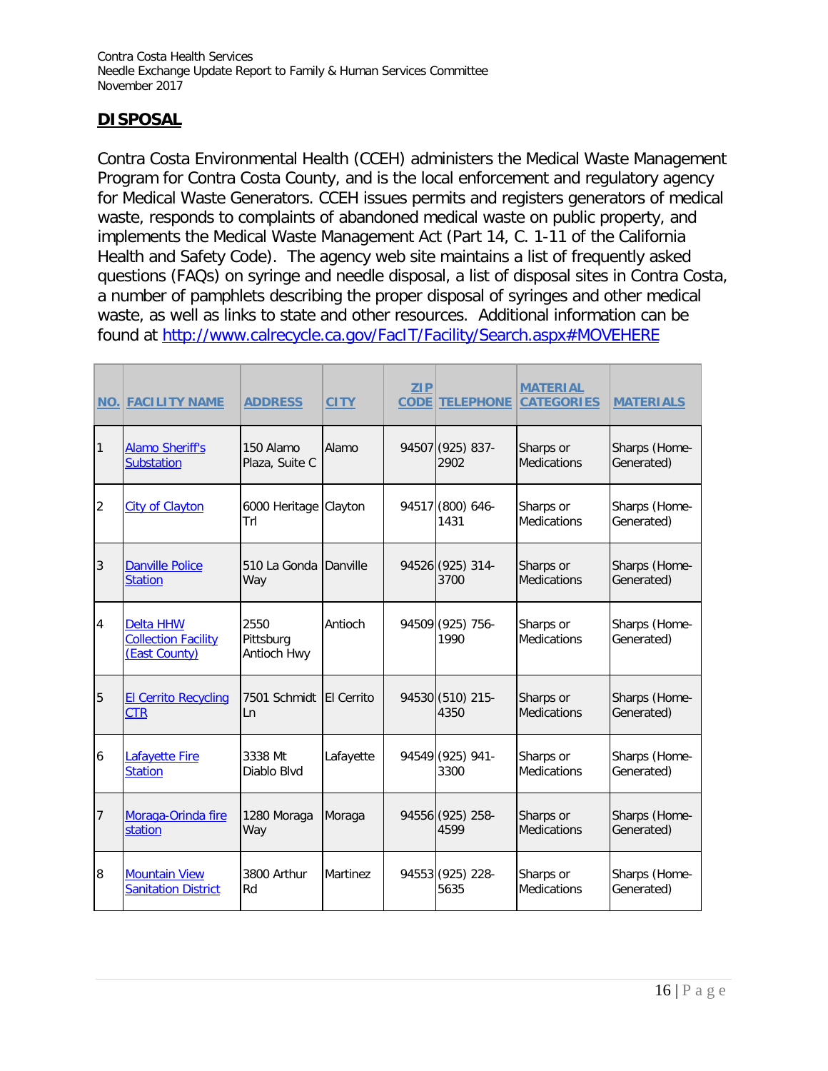## DISPOSAL

Contra Costa Environmental Health (CCEH) administers the Medical Waste Management Program for Contra Costa County, and is the local enforcement and regulatory agency for Medical Waste Generators. CCEH issues permits and registers generators of medical waste, responds to complaints of abandoned medical waste on public property, and implements the Medical Waste Management Act (Part 14, C. 1-11 of the California Health and Safety Code). The agency web site maintains a list of frequently asked questions (FAQs) on syringe and needle disposal, a list of disposal sites in Contra Costa, a number of pamphlets describing the proper disposal of syringes and other medical waste, as well as links to state and other resources. Additional information can be found at [http://www.calrecycle.ca.gov/FacIT/Facility/Search.aspx#MOVEHERE](http://www.calrecycle.ca.gov/FacIT/Facility/Search.aspx#MOVEHERE)

| NO. | FACILITY NAME | ADDRESS | CITY | ZIP CODE | TELEPHONE | MATERIAL CATEGORIES | MATERIALS |
|---|---|---|---|---|---|---|---|
| 1 | Alamo Sheriff's Substation | 150 Alamo Plaza, Suite C | Alamo | 94507 | (925) 837-2902 | Sharps or Medications | Sharps (Home-Generated) |
| 2 | City of Clayton | 6000 Heritage Trl | Clayton | 94517 | (800) 646-1431 | Sharps or Medications | Sharps (Home-Generated) |
| 3 | Danville Police Station | 510 La Gonda Way | Danville | 94526 | (925) 314-3700 | Sharps or Medications | Sharps (Home-Generated) |
| 4 | Delta HHW Collection Facility (East County) | 2550 Pittsburg Antioch Hwy | Antioch | 94509 | (925) 756-1990 | Sharps or Medications | Sharps (Home-Generated) |
| 5 | El Cerrito Recycling CTR | 7501 Schmidt Ln | El Cerrito | 94530 | (510) 215-4350 | Sharps or Medications | Sharps (Home-Generated) |
| 6 | Lafayette Fire Station | 3338 Mt Diablo Blvd | Lafayette | 94549 | (925) 941-3300 | Sharps or Medications | Sharps (Home-Generated) |
| 7 | Moraga-Orinda fire station | 1280 Moraga Way | Moraga | 94556 | (925) 258-4599 | Sharps or Medications | Sharps (Home-Generated) |
| 8 | Mountain View Sanitation District | 3800 Arthur Rd | Martinez | 94553 | (925) 228-5635 | Sharps or Medications | Sharps (Home-Generated) |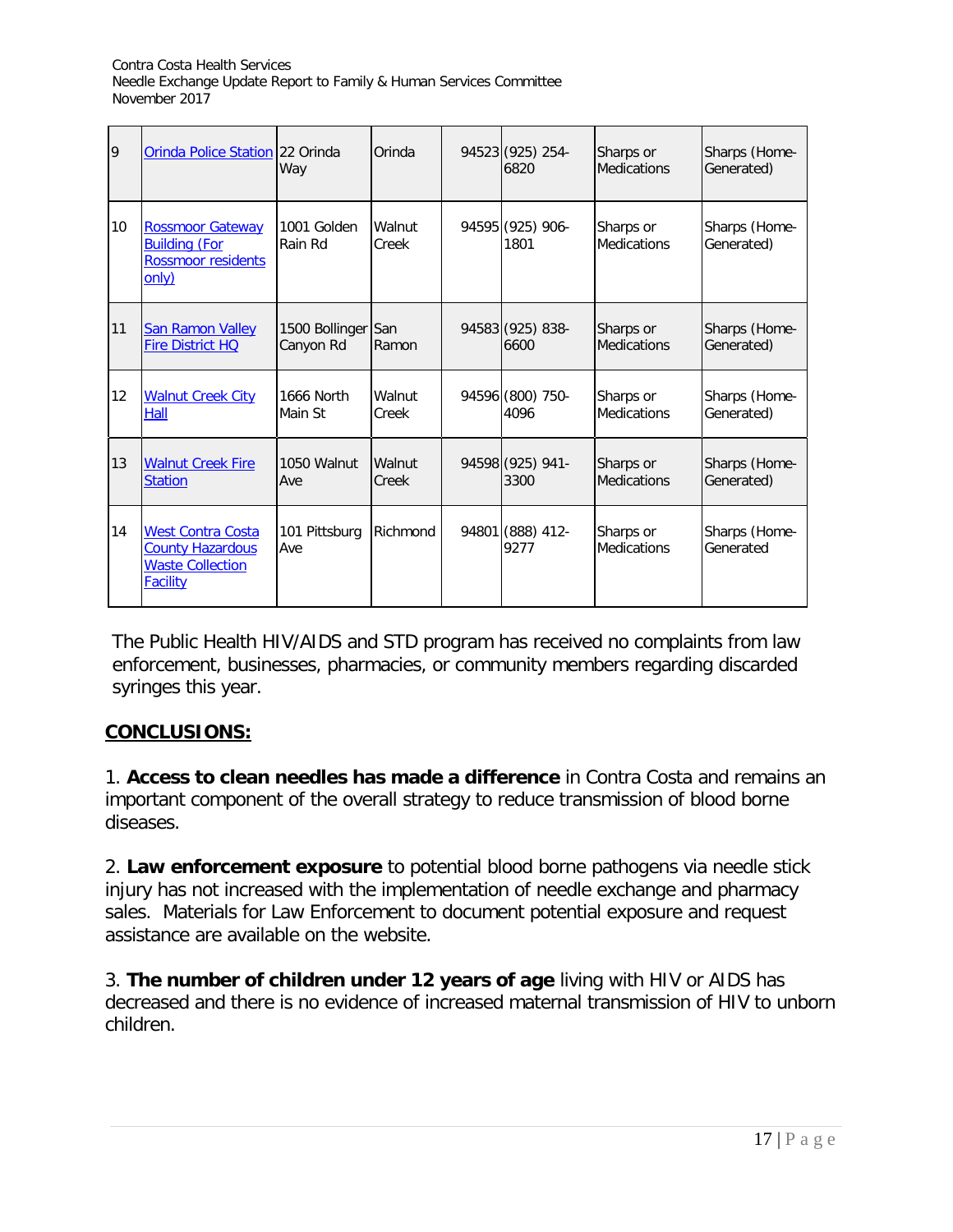| 9 | Orinda Police Station | 22 Orinda Way | Orinda | 94523 | (925) 254-6820 | Sharps or Medications | Sharps (Home-Generated) |
|---|---|---|---|---|---|---|---|
| 10 | Rossmoor Gateway Building (For Rossmoor residents only) | 1001 Golden Rain Rd | Walnut Creek | 94595 | (925) 906-1801 | Sharps or Medications | Sharps (Home-Generated) |
| 11 | San Ramon Valley Fire District HQ | 1500 Bollinger Canyon Rd | San Ramon | 94583 | (925) 838-6600 | Sharps or Medications | Sharps (Home-Generated) |
| 12 | Walnut Creek City Hall | 1666 North Main St | Walnut Creek | 94596 | (800) 750-4096 | Sharps or Medications | Sharps (Home-Generated) |
| 13 | Walnut Creek Fire Station | 1050 Walnut Ave | Walnut Creek | 94598 | (925) 941-3300 | Sharps or Medications | Sharps (Home-Generated) |
| 14 | West Contra Costa County Hazardous Waste Collection Facility | 101 Pittsburg Ave | Richmond | 94801 | (888) 412-9277 | Sharps or Medications | Sharps (Home-Generated |

The Public Health HIV/AIDS and STD program has received no complaints from law enforcement, businesses, pharmacies, or community members regarding discarded syringes this year.

## CONCLUSIONS:

1. **Access to clean needles has made a difference** in Contra Costa and remains an important component of the overall strategy to reduce transmission of blood borne diseases.

2. **Law enforcement exposure** to potential blood borne pathogens via needle stick injury has not increased with the implementation of needle exchange and pharmacy sales. Materials for Law Enforcement to document potential exposure and request assistance are available on the website.

3. **The number of children under 12 years of age** living with HIV or AIDS has decreased and there is no evidence of increased maternal transmission of HIV to unborn children.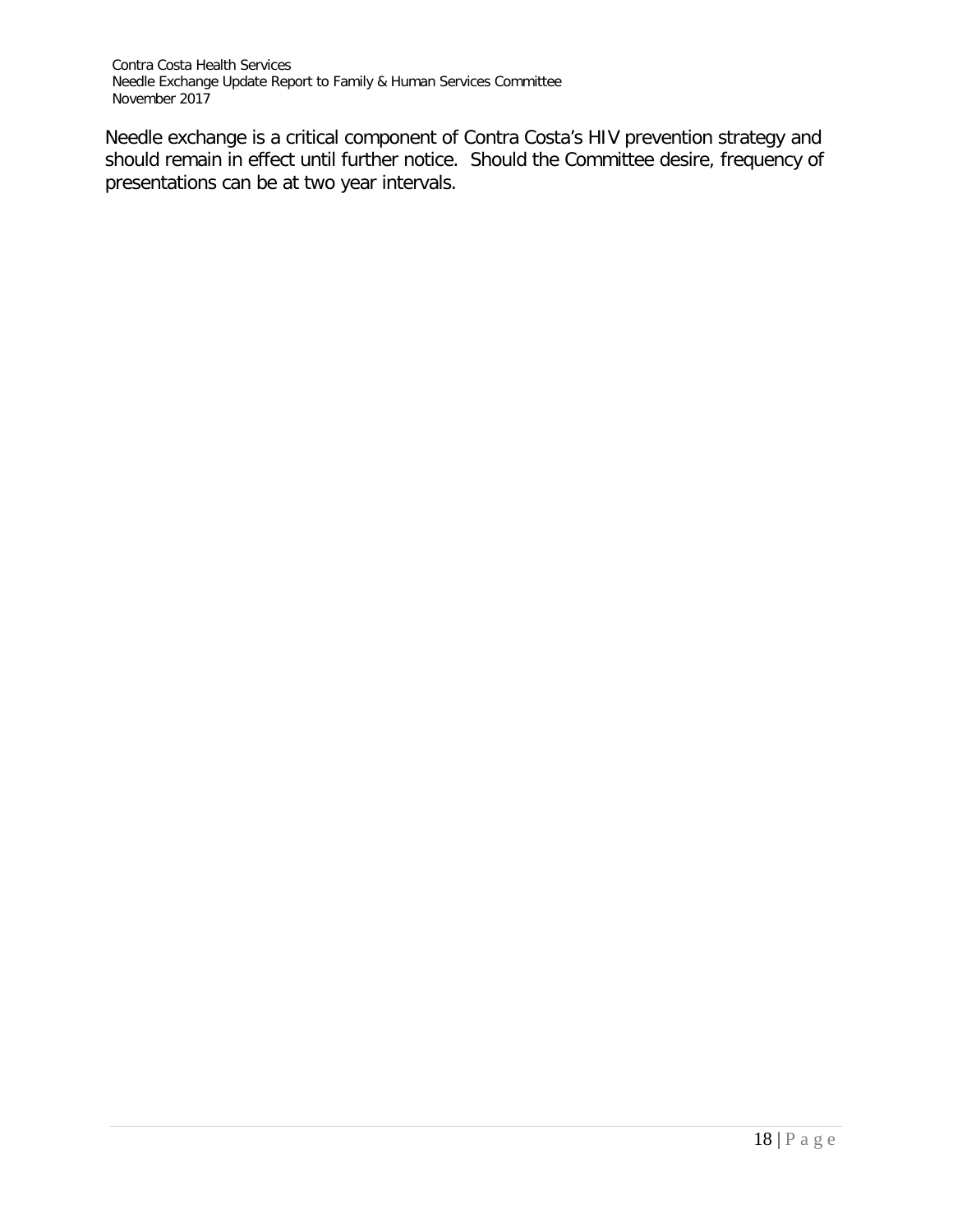Needle exchange is a critical component of Contra Costa's HIV prevention strategy and should remain in effect until further notice. Should the Committee desire, frequency of presentations can be at two year intervals.